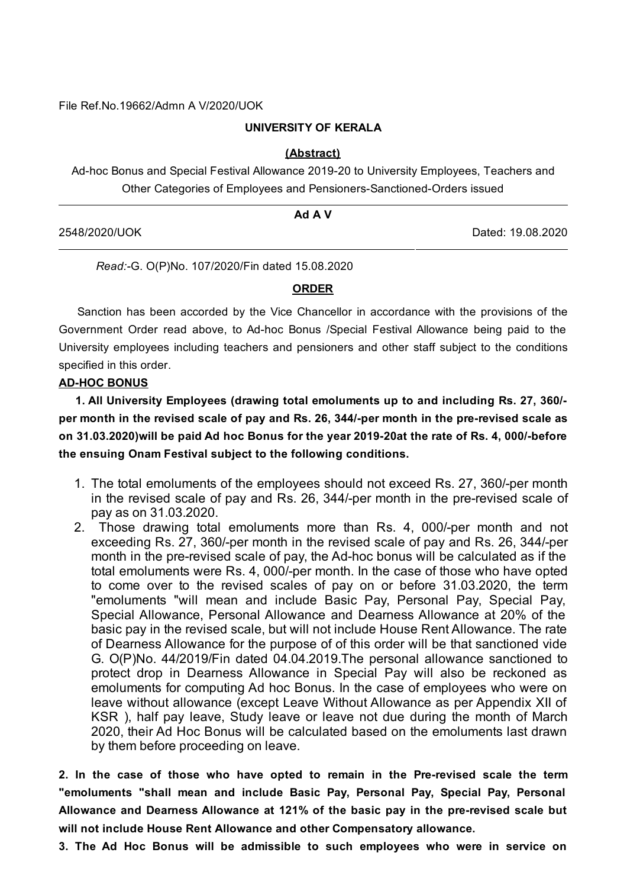File Ref.No.19662/Admn A V/2020/UOK

**UNIVERSITY OF KERALA**

**(Abstract)**

Ad-hoc Bonus and Special Festival Allowance 2019-20 to University Employees, Teachers and Other Categories of Employees and Pensioners-Sanctioned-Orders issued

---

**Ad A V**

2548/2020/UOK Dated: 19.08.2020

---

*Read:*-G. O(P)No. 107/2020/Fin dated 15.08.2020

**ORDER**

Sanction has been accorded by the Vice Chancellor in accordance with the provisions of the Government Order read above, to Ad-hoc Bonus /Special Festival Allowance being paid to the University employees including teachers and pensioners and other staff subject to the conditions specified in this order.

**AD-HOC BONUS**

**1. All University Employees (drawing total emoluments up to and including Rs. 27, 360/- per month in the revised scale of pay and Rs. 26, 344/-per month in the pre-revised scale as on 31.03.2020)will be paid Ad hoc Bonus for the year 2019-20at the rate of Rs. 4, 000/-before the ensuing Onam Festival subject to the following conditions.**

1. The total emoluments of the employees should not exceed Rs. 27, 360/-per month in the revised scale of pay and Rs. 26, 344/-per month in the pre-revised scale of pay as on 31.03.2020.
2. Those drawing total emoluments more than Rs. 4, 000/-per month and not exceeding Rs. 27, 360/-per month in the revised scale of pay and Rs. 26, 344/-per month in the pre-revised scale of pay, the Ad-hoc bonus will be calculated as if the total emoluments were Rs. 4, 000/-per month. In the case of those who have opted to come over to the revised scales of pay on or before 31.03.2020, the term "emoluments "will mean and include Basic Pay, Personal Pay, Special Pay, Special Allowance, Personal Allowance and Dearness Allowance at 20% of the basic pay in the revised scale, but will not include House Rent Allowance. The rate of Dearness Allowance for the purpose of of this order will be that sanctioned vide G. O(P)No. 44/2019/Fin dated 04.04.2019.The personal allowance sanctioned to protect drop in Dearness Allowance in Special Pay will also be reckoned as emoluments for computing Ad hoc Bonus. In the case of employees who were on leave without allowance (except Leave Without Allowance as per Appendix XII of KSR ), half pay leave, Study leave or leave not due during the month of March 2020, their Ad Hoc Bonus will be calculated based on the emoluments last drawn by them before proceeding on leave.

**2. In the case of those who have opted to remain in the Pre-revised scale the term "emoluments "shall mean and include Basic Pay, Personal Pay, Special Pay, Personal Allowance and Dearness Allowance at 121% of the basic pay in the pre-revised scale but will not include House Rent Allowance and other Compensatory allowance.**

**3. The Ad Hoc Bonus will be admissible to such employees who were in service on**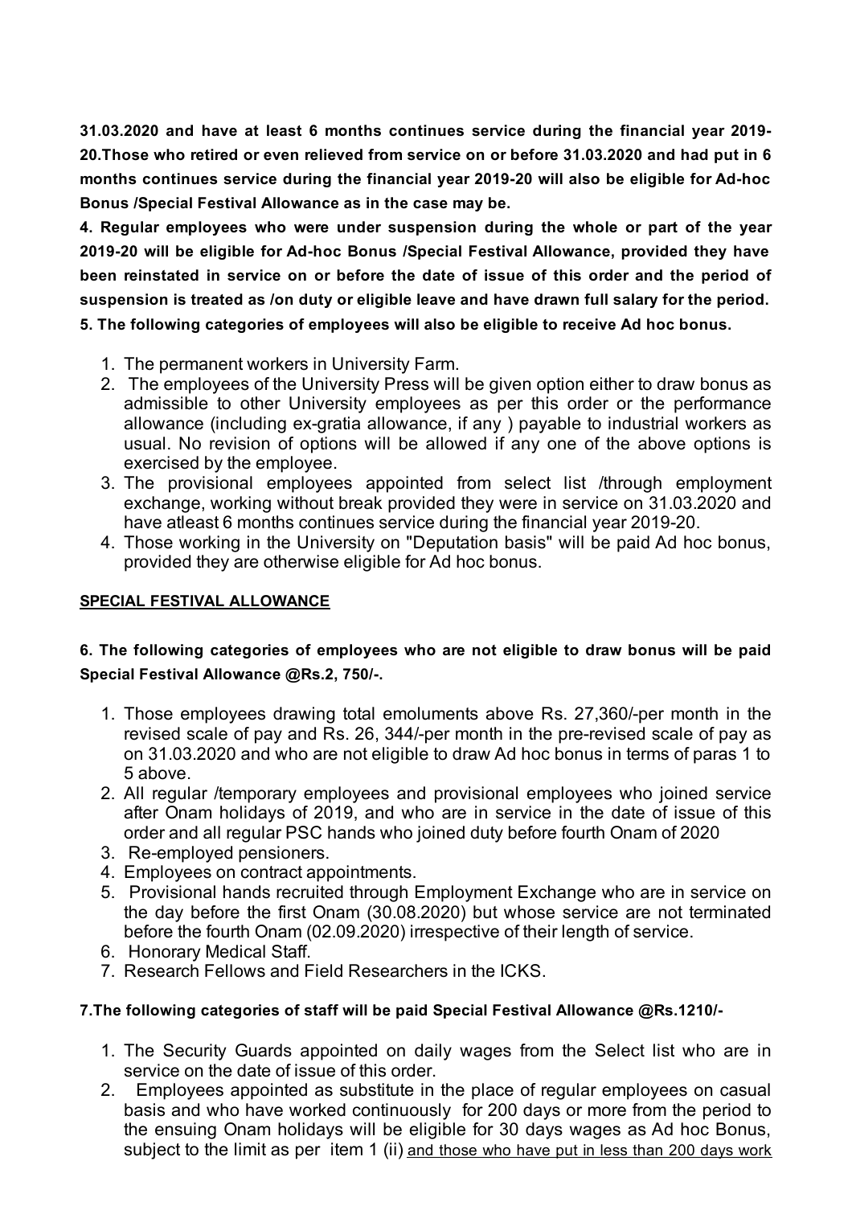**31.03.2020 and have at least 6 months continues service during the financial year 2019-20.Those who retired or even relieved from service on or before 31.03.2020 and had put in 6 months continues service during the financial year 2019-20 will also be eligible for Ad-hoc Bonus /Special Festival Allowance as in the case may be.**

**4. Regular employees who were under suspension during the whole or part of the year 2019-20 will be eligible for Ad-hoc Bonus /Special Festival Allowance, provided they have been reinstated in service on or before the date of issue of this order and the period of suspension is treated as /on duty or eligible leave and have drawn full salary for the period.**

**5. The following categories of employees will also be eligible to receive Ad hoc bonus.**

1. The permanent workers in University Farm.
2. The employees of the University Press will be given option either to draw bonus as admissible to other University employees as per this order or the performance allowance (including ex-gratia allowance, if any ) payable to industrial workers as usual. No revision of options will be allowed if any one of the above options is exercised by the employee.
3. The provisional employees appointed from select list /through employment exchange, working without break provided they were in service on 31.03.2020 and have atleast 6 months continues service during the financial year 2019-20.
4. Those working in the University on "Deputation basis" will be paid Ad hoc bonus, provided they are otherwise eligible for Ad hoc bonus.

**SPECIAL FESTIVAL ALLOWANCE**

**6. The following categories of employees who are not eligible to draw bonus will be paid Special Festival Allowance @Rs.2, 750/-.**

1. Those employees drawing total emoluments above Rs. 27,360/-per month in the revised scale of pay and Rs. 26, 344/-per month in the pre-revised scale of pay as on 31.03.2020 and who are not eligible to draw Ad hoc bonus in terms of paras 1 to 5 above.
2. All regular /temporary employees and provisional employees who joined service after Onam holidays of 2019, and who are in service in the date of issue of this order and all regular PSC hands who joined duty before fourth Onam of 2020
3. Re-employed pensioners.
4. Employees on contract appointments.
5. Provisional hands recruited through Employment Exchange who are in service on the day before the first Onam (30.08.2020) but whose service are not terminated before the fourth Onam (02.09.2020) irrespective of their length of service.
6. Honorary Medical Staff.
7. Research Fellows and Field Researchers in the ICKS.

**7.The following categories of staff will be paid Special Festival Allowance @Rs.1210/-**

1. The Security Guards appointed on daily wages from the Select list who are in service on the date of issue of this order.
2. Employees appointed as substitute in the place of regular employees on casual basis and who have worked continuously for 200 days or more from the period to the ensuing Onam holidays will be eligible for 30 days wages as Ad hoc Bonus, subject to the limit as per item 1 (ii) <u>and those who have put in less than 200 days work</u>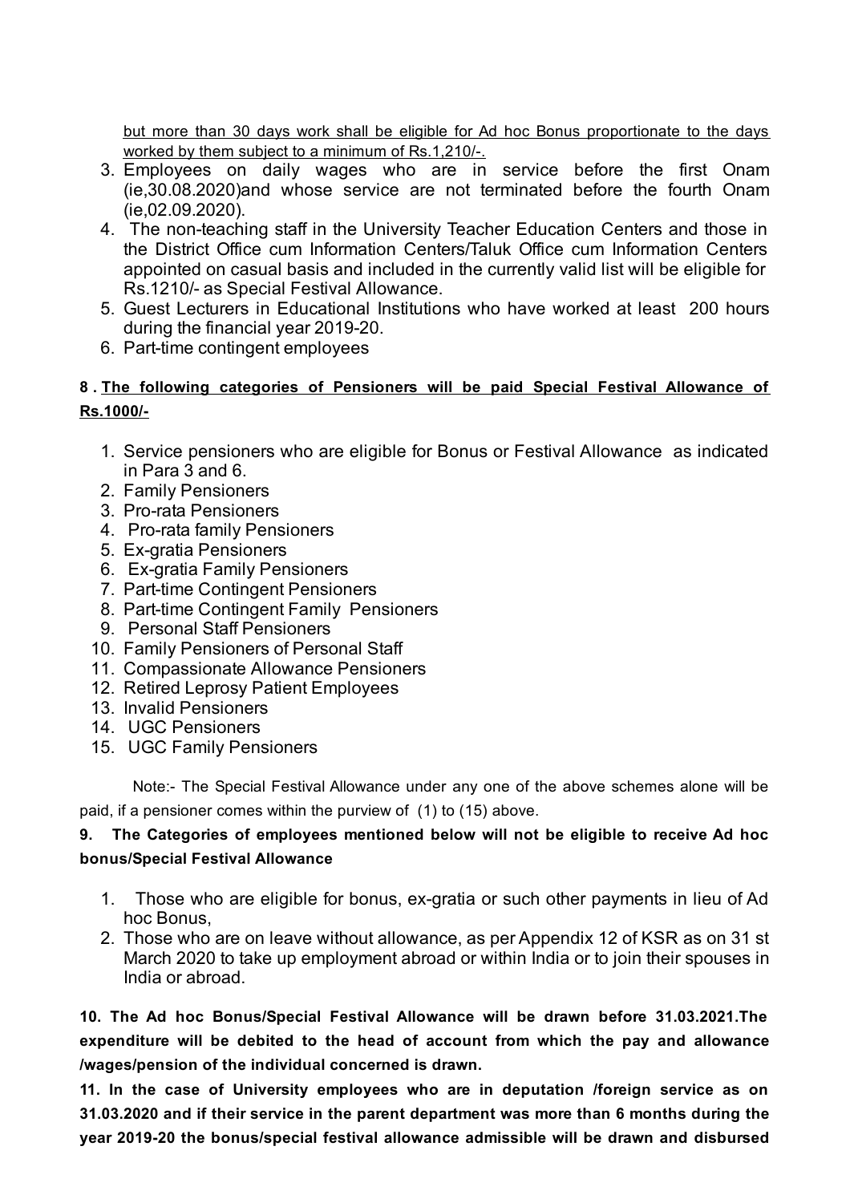<u>but more than 30 days work shall be eligible for Ad hoc Bonus proportionate to the days worked by them subject to a minimum of Rs.1,210/-.</u>

3. Employees on daily wages who are in service before the first Onam (ie,30.08.2020)and whose service are not terminated before the fourth Onam (ie,02.09.2020).
4. The non-teaching staff in the University Teacher Education Centers and those in the District Office cum Information Centers/Taluk Office cum Information Centers appointed on casual basis and included in the currently valid list will be eligible for Rs.1210/- as Special Festival Allowance.
5. Guest Lecturers in Educational Institutions who have worked at least 200 hours during the financial year 2019-20.
6. Part-time contingent employees

**8 . <u>The following categories of Pensioners will be paid Special Festival Allowance of Rs.1000/-</u>**

1. Service pensioners who are eligible for Bonus or Festival Allowance as indicated in Para 3 and 6.
2. Family Pensioners
3. Pro-rata Pensioners
4. Pro-rata family Pensioners
5. Ex-gratia Pensioners
6. Ex-gratia Family Pensioners
7. Part-time Contingent Pensioners
8. Part-time Contingent Family Pensioners
9. Personal Staff Pensioners
10. Family Pensioners of Personal Staff
11. Compassionate Allowance Pensioners
12. Retired Leprosy Patient Employees
13. Invalid Pensioners
14. UGC Pensioners
15. UGC Family Pensioners

Note:- The Special Festival Allowance under any one of the above schemes alone will be paid, if a pensioner comes within the purview of (1) to (15) above.

**9. The Categories of employees mentioned below will not be eligible to receive Ad hoc bonus/Special Festival Allowance**

1. Those who are eligible for bonus, ex-gratia or such other payments in lieu of Ad hoc Bonus,
2. Those who are on leave without allowance, as per Appendix 12 of KSR as on 31 st March 2020 to take up employment abroad or within India or to join their spouses in India or abroad.

**10. The Ad hoc Bonus/Special Festival Allowance will be drawn before 31.03.2021.The expenditure will be debited to the head of account from which the pay and allowance /wages/pension of the individual concerned is drawn.**

**11. In the case of University employees who are in deputation /foreign service as on 31.03.2020 and if their service in the parent department was more than 6 months during the year 2019-20 the bonus/special festival allowance admissible will be drawn and disbursed**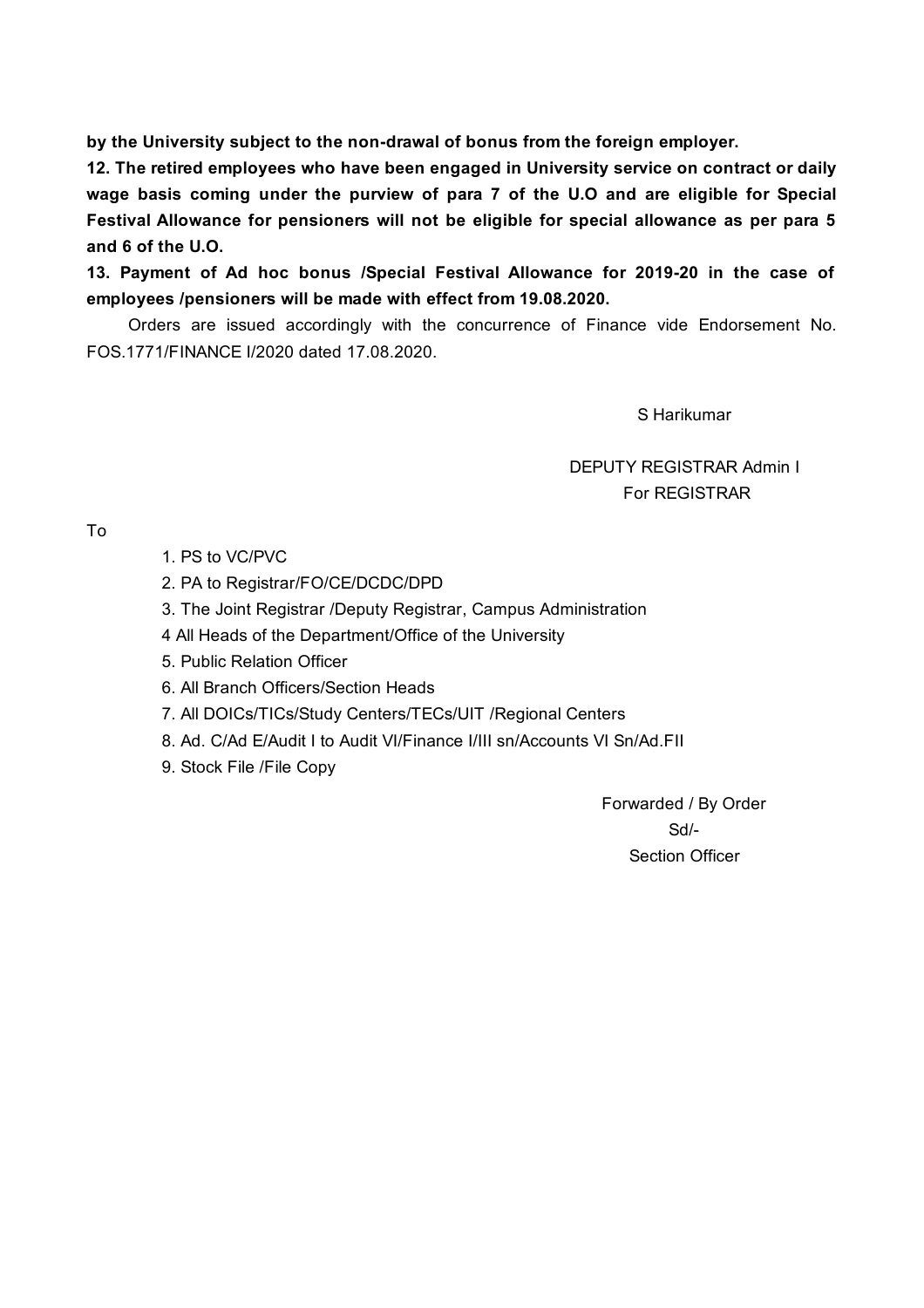**by the University subject to the non-drawal of bonus from the foreign employer.**

**12. The retired employees who have been engaged in University service on contract or daily wage basis coming under the purview of para 7 of the U.O and are eligible for Special Festival Allowance for pensioners will not be eligible for special allowance as per para 5 and 6 of the U.O.**

**13. Payment of Ad hoc bonus /Special Festival Allowance for 2019-20 in the case of employees /pensioners will be made with effect from 19.08.2020.**

Orders are issued accordingly with the concurrence of Finance vide Endorsement No. FOS.1771/FINANCE I/2020 dated 17.08.2020.

S Harikumar

DEPUTY REGISTRAR Admin I
For REGISTRAR

To

1. PS to VC/PVC
2. PA to Registrar/FO/CE/DCDC/DPD
3. The Joint Registrar /Deputy Registrar, Campus Administration
4. All Heads of the Department/Office of the University
5. Public Relation Officer
6. All Branch Officers/Section Heads
7. All DOICs/TICs/Study Centers/TECs/UIT /Regional Centers
8. Ad. C/Ad E/Audit I to Audit VI/Finance I/III sn/Accounts VI Sn/Ad.FII
9. Stock File /File Copy

Forwarded / By Order
Sd/-
Section Officer